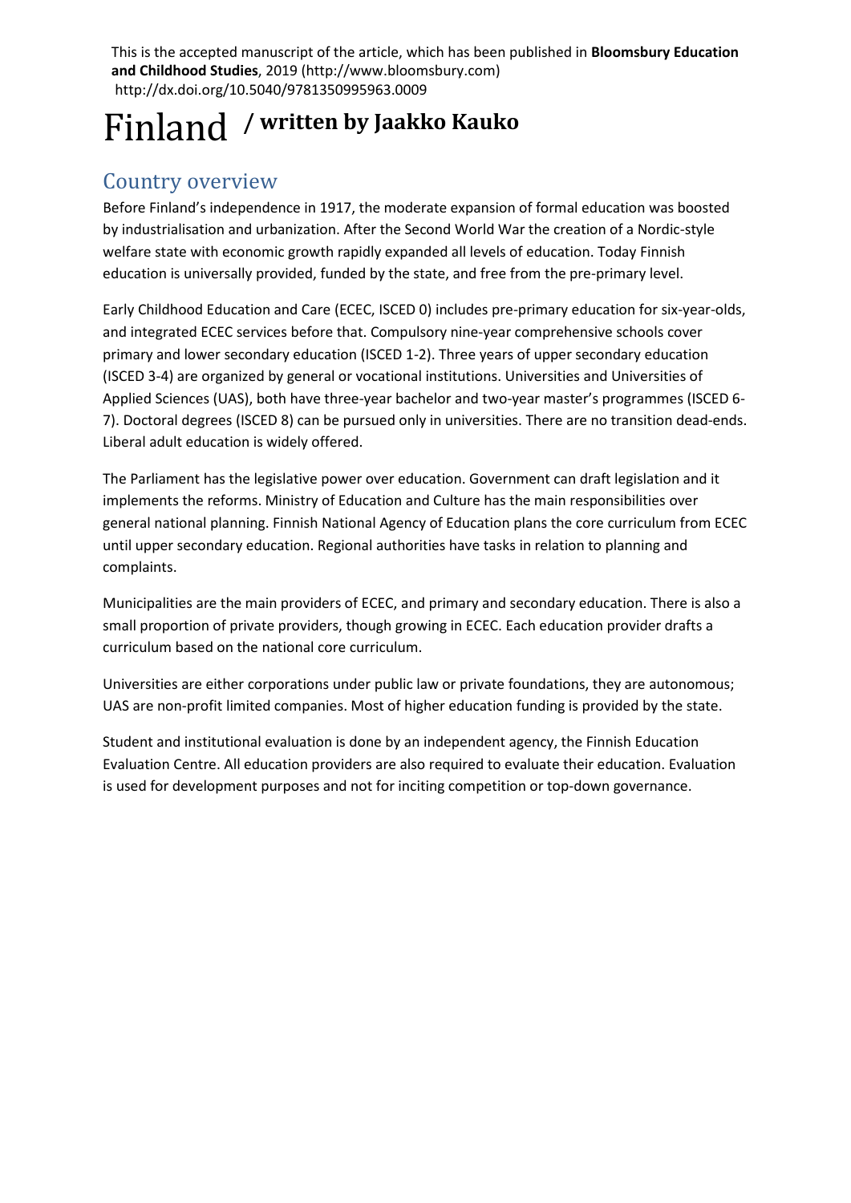This is the accepted manuscript of the article, which has been published in **Bloomsbury Education and Childhood Studies**, 2019 (http://www.bloomsbury.com) http://dx.doi.org/10.5040/9781350995963.0009

# Finland / written by Jaakko Kauko

## Country overview

Before Finland's independence in 1917, the moderate expansion of formal education was boosted by industrialisation and urbanization. After the Second World War the creation of a Nordic-style welfare state with economic growth rapidly expanded all levels of education. Today Finnish education is universally provided, funded by the state, and free from the pre-primary level.

Early Childhood Education and Care (ECEC, ISCED 0) includes pre-primary education for six-year-olds, and integrated ECEC services before that. Compulsory nine-year comprehensive schools cover primary and lower secondary education (ISCED 1-2). Three years of upper secondary education (ISCED 3-4) are organized by general or vocational institutions. Universities and Universities of Applied Sciences (UAS), both have three-year bachelor and two-year master's programmes (ISCED 6-7). Doctoral degrees (ISCED 8) can be pursued only in universities. There are no transition dead-ends. Liberal adult education is widely offered.

The Parliament has the legislative power over education. Government can draft legislation and it implements the reforms. Ministry of Education and Culture has the main responsibilities over general national planning. Finnish National Agency of Education plans the core curriculum from ECEC until upper secondary education. Regional authorities have tasks in relation to planning and complaints.

Municipalities are the main providers of ECEC, and primary and secondary education. There is also a small proportion of private providers, though growing in ECEC. Each education provider drafts a curriculum based on the national core curriculum.

Universities are either corporations under public law or private foundations, they are autonomous; UAS are non-profit limited companies. Most of higher education funding is provided by the state.

Student and institutional evaluation is done by an independent agency, the Finnish Education Evaluation Centre. All education providers are also required to evaluate their education. Evaluation is used for development purposes and not for inciting competition or top-down governance.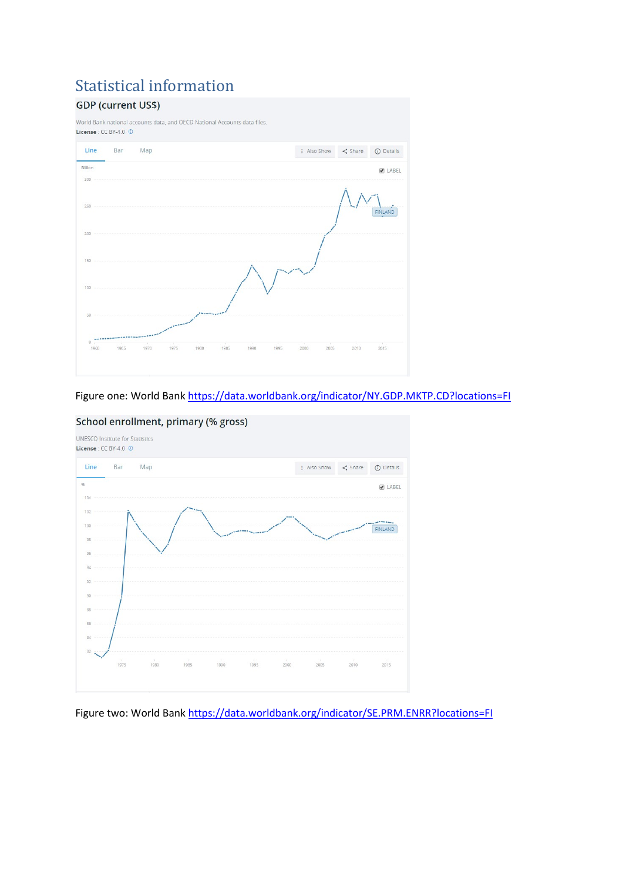# Statistical information

Figure one: World Bank https://data.worldbank.org/indicator/NY.GDP.MKTP.CD?locations=FI

Figure two: World Bank https://data.worldbank.org/indicator/SE.PRM.ENRR?locations=FI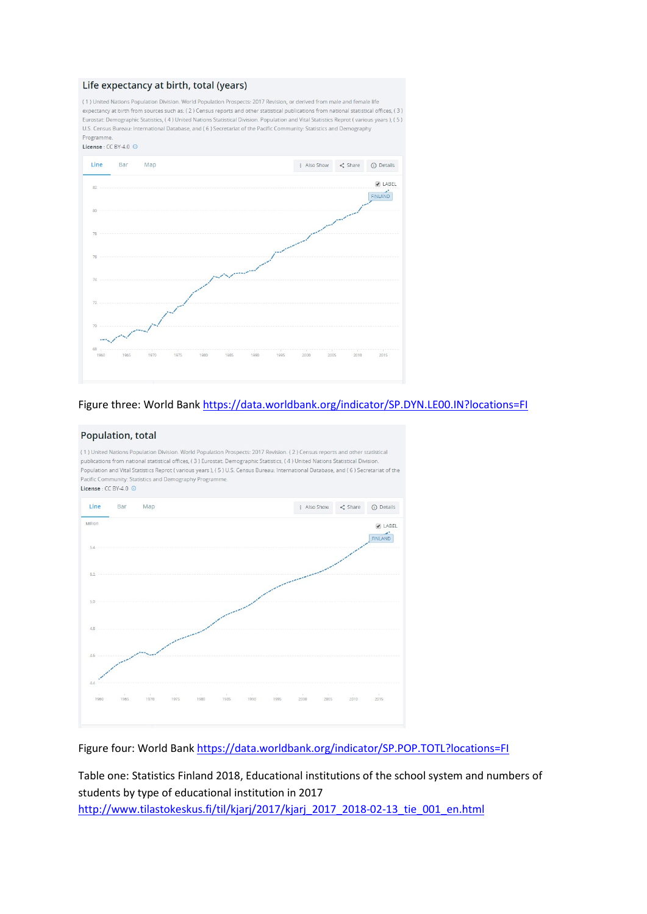## Life expectancy at birth, total (years)

( 1 ) United Nations Population Division. World Population Prospects: 2017 Revision, or derived from male and female life expectancy at birth from sources such as: ( 2 ) Census reports and other statistical publications from national statistical offices, ( 3 ) Eurostat: Demographic Statistics, ( 4 ) United Nations Statistical Division. Population and Vital Statistics Reprot ( various years ), ( 5 ) U.S. Census Bureau: International Database, and ( 6 ) Secretariat of the Pacific Community: Statistics and Demography Programme.

**License** : CC BY-4.0

Figure three: World Bank https://data.worldbank.org/indicator/SP.DYN.LE00.IN?locations=FI

## Population, total

( 1 ) United Nations Population Division. World Population Prospects: 2017 Revision. ( 2 ) Census reports and other statistical publications from national statistical offices, ( 3 ) Eurostat: Demographic Statistics, ( 4 ) United Nations Statistical Division. Population and Vital Statistics Reprot ( various years ), ( 5 ) U.S. Census Bureau: International Database, and ( 6 ) Secretariat of the Pacific Community: Statistics and Demography Programme.

**License** : CC BY-4.0

Figure four: World Bank https://data.worldbank.org/indicator/SP.POP.TOTL?locations=FI

Table one: Statistics Finland 2018, Educational institutions of the school system and numbers of students by type of educational institution in 2017 http://www.tilastokeskus.fi/til/kjarj/2017/kjarj_2017_2018-02-13_tie_001_en.html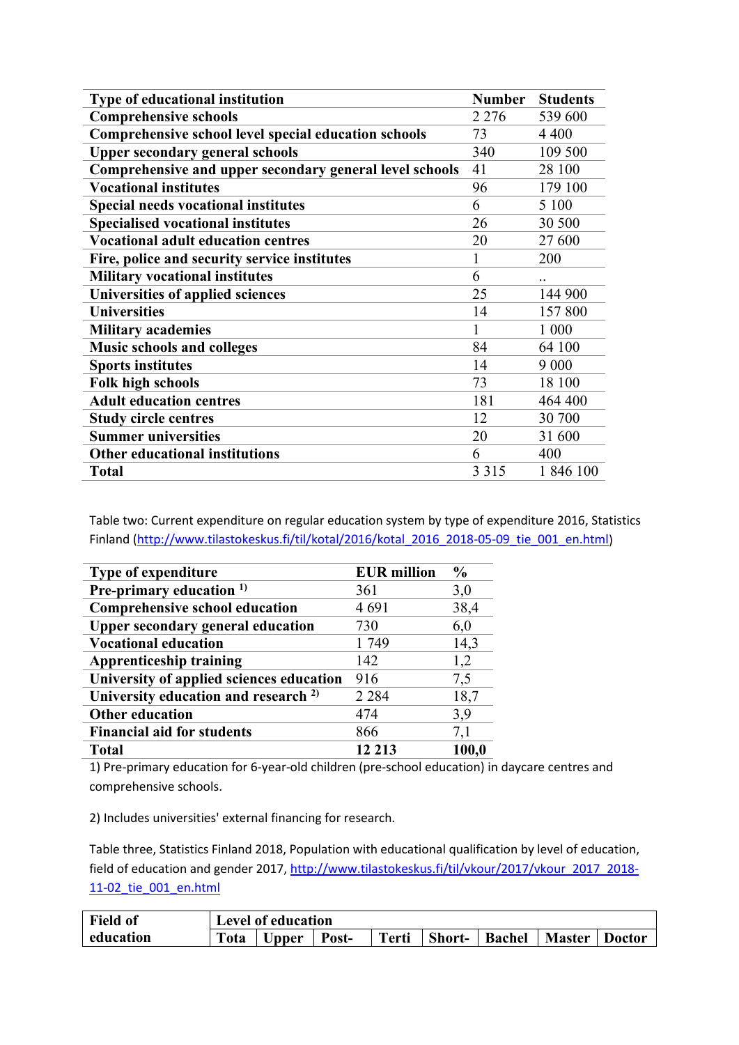| Type of educational institution | Number | Students |
|---|---|---|
| Comprehensive schools | 2 276 | 539 600 |
| Comprehensive school level special education schools | 73 | 4 400 |
| Upper secondary general schools | 340 | 109 500 |
| Comprehensive and upper secondary general level schools | 41 | 28 100 |
| Vocational institutes | 96 | 179 100 |
| Special needs vocational institutes | 6 | 5 100 |
| Specialised vocational institutes | 26 | 30 500 |
| Vocational adult education centres | 20 | 27 600 |
| Fire, police and security service institutes | 1 | 200 |
| Military vocational institutes | 6 | .. |
| Universities of applied sciences | 25 | 144 900 |
| Universities | 14 | 157 800 |
| Military academies | 1 | 1 000 |
| Music schools and colleges | 84 | 64 100 |
| Sports institutes | 14 | 9 000 |
| Folk high schools | 73 | 18 100 |
| Adult education centres | 181 | 464 400 |
| Study circle centres | 12 | 30 700 |
| Summer universities | 20 | 31 600 |
| Other educational institutions | 6 | 400 |
| Total | 3 315 | 1 846 100 |

Table two: Current expenditure on regular education system by type of expenditure 2016, Statistics Finland (http://www.tilastokeskus.fi/til/kotal/2016/kotal_2016_2018-05-09_tie_001_en.html)

| Type of expenditure | EUR million | % |
|---|---|---|
| Pre-primary education [1)] | 361 | 3,0 |
| Comprehensive school education | 4 691 | 38,4 |
| Upper secondary general education | 730 | 6,0 |
| Vocational education | 1 749 | 14,3 |
| Apprenticeship training | 142 | 1,2 |
| University of applied sciences education | 916 | 7,5 |
| University education and research [2)] | 2 284 | 18,7 |
| Other education | 474 | 3,9 |
| Financial aid for students | 866 | 7,1 |
| **Total** | **12 213** | **100,0** |

1) Pre-primary education for 6-year-old children (pre-school education) in daycare centres and comprehensive schools.

2) Includes universities' external financing for research.

Table three, Statistics Finland 2018, Population with educational qualification by level of education, field of education and gender 2017, http://www.tilastokeskus.fi/til/vkour/2017/vkour_2017_2018-11-02_tie_001_en.html

| Field of education | Level of education | | | | | | | |
|---|---|---|---|---|---|---|---|---|
| | Tota | Upper | Post- | Terti | Short- | Bachel | Master | Doctor |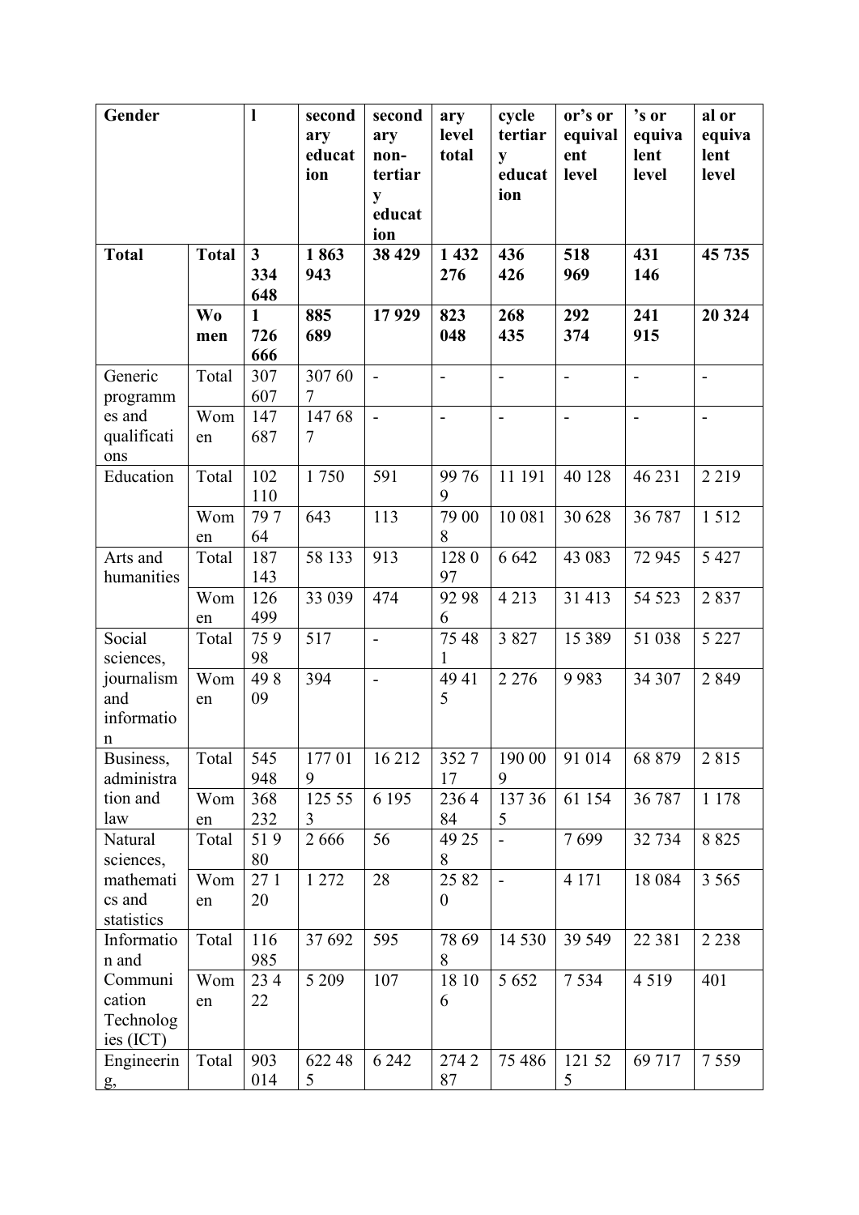| Gender | | l | secondary education | secondary non-tertiary education | ary level total | cycle tertiary education | or's or equivalent level | 's or equivalent level | al or equivalent level |
|---|---|---|---|---|---|---|---|---|---|
| **Total** | **Total** | **3 334 648** | **1 863 943** | **38 429** | **1 432 276** | **436 426** | **518 969** | **431 146** | **45 735** |
| | **Women** | **1 726 666** | **885 689** | **17 929** | **823 048** | **268 435** | **292 374** | **241 915** | **20 324** |
| Generic programmes and qualifications | Total | 307 607 | 307 607 | - | - | - | - | - | - |
| | Women | 147 687 | 147 687 | - | - | - | - | - | - |
| Education | Total | 102 110 | 1 750 | 591 | 99 769 | 11 191 | 40 128 | 46 231 | 2 219 |
| | Women | 79 764 | 643 | 113 | 79 008 | 10 081 | 30 628 | 36 787 | 1 512 |
| Arts and humanities | Total | 187 143 | 58 133 | 913 | 128 097 | 6 642 | 43 083 | 72 945 | 5 427 |
| | Women | 126 499 | 33 039 | 474 | 92 986 | 4 213 | 31 413 | 54 523 | 2 837 |
| Social sciences, journalism and information | Total | 75 998 | 517 | - | 75 481 | 3 827 | 15 389 | 51 038 | 5 227 |
| | Women | 49 809 | 394 | - | 49 415 | 2 276 | 9 983 | 34 307 | 2 849 |
| Business, administration and law | Total | 545 948 | 177 019 | 16 212 | 352 717 | 190 009 | 91 014 | 68 879 | 2 815 |
| | Women | 368 232 | 125 553 | 6 195 | 236 484 | 137 365 | 61 154 | 36 787 | 1 178 |
| Natural sciences, mathematics and statistics | Total | 51 980 | 2 666 | 56 | 49 258 | - | 7 699 | 32 734 | 8 825 |
| | Women | 27 120 | 1 272 | 28 | 25 820 | - | 4 171 | 18 084 | 3 565 |
| Information and Communication Technologies (ICT) | Total | 116 985 | 37 692 | 595 | 78 698 | 14 530 | 39 549 | 22 381 | 2 238 |
| | Women | 23 422 | 5 209 | 107 | 18 106 | 5 652 | 7 534 | 4 519 | 401 |
| Engineering, | Total | 903 014 | 622 485 | 6 242 | 274 287 | 75 486 | 121 525 | 69 717 | 7 559 |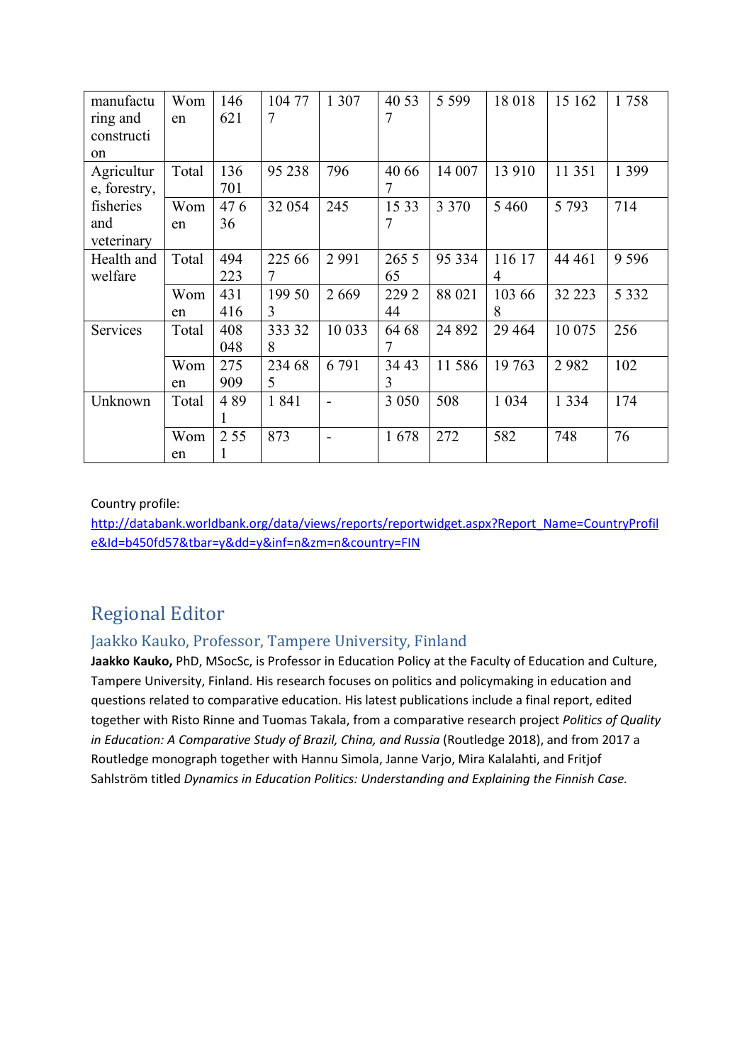| | | | | | | | | | |
|---|---|---|---|---|---|---|---|---|---|
| manufacturing and construction | Women | 146 621 | 104 777 | 1 307 | 40 537 | 5 599 | 18 018 | 15 162 | 1 758 |
| Agriculture, forestry, fisheries and veterinary | Total | 136 701 | 95 238 | 796 | 40 667 | 14 007 | 13 910 | 11 351 | 1 399 |
| | Women | 47 636 | 32 054 | 245 | 15 337 | 3 370 | 5 460 | 5 793 | 714 |
| Health and welfare | Total | 494 223 | 225 667 | 2 991 | 265 565 | 95 334 | 116 174 | 44 461 | 9 596 |
| | Women | 431 416 | 199 503 | 2 669 | 229 244 | 88 021 | 103 668 | 32 223 | 5 332 |
| Services | Total | 408 048 | 333 328 | 10 033 | 64 687 | 24 892 | 29 464 | 10 075 | 256 |
| | Women | 275 909 | 234 685 | 6 791 | 34 433 | 11 586 | 19 763 | 2 982 | 102 |
| Unknown | Total | 4 891 | 1 841 | - | 3 050 | 508 | 1 034 | 1 334 | 174 |
| | Women | 2 551 | 873 | - | 1 678 | 272 | 582 | 748 | 76 |

Country profile:
http://databank.worldbank.org/data/views/reports/reportwidget.aspx?Report_Name=CountryProfile&Id=b450fd57&tbar=y&dd=y&inf=n&zm=n&country=FIN

# Regional Editor

## Jaakko Kauko, Professor, Tampere University, Finland

**Jaakko Kauko,** PhD, MSocSc, is Professor in Education Policy at the Faculty of Education and Culture, Tampere University, Finland. His research focuses on politics and policymaking in education and questions related to comparative education. His latest publications include a final report, edited together with Risto Rinne and Tuomas Takala, from a comparative research project *Politics of Quality in Education: A Comparative Study of Brazil, China, and Russia* (Routledge 2018), and from 2017 a Routledge monograph together with Hannu Simola, Janne Varjo, Mira Kalalahti, and Fritjof Sahlström titled *Dynamics in Education Politics: Understanding and Explaining the Finnish Case.*